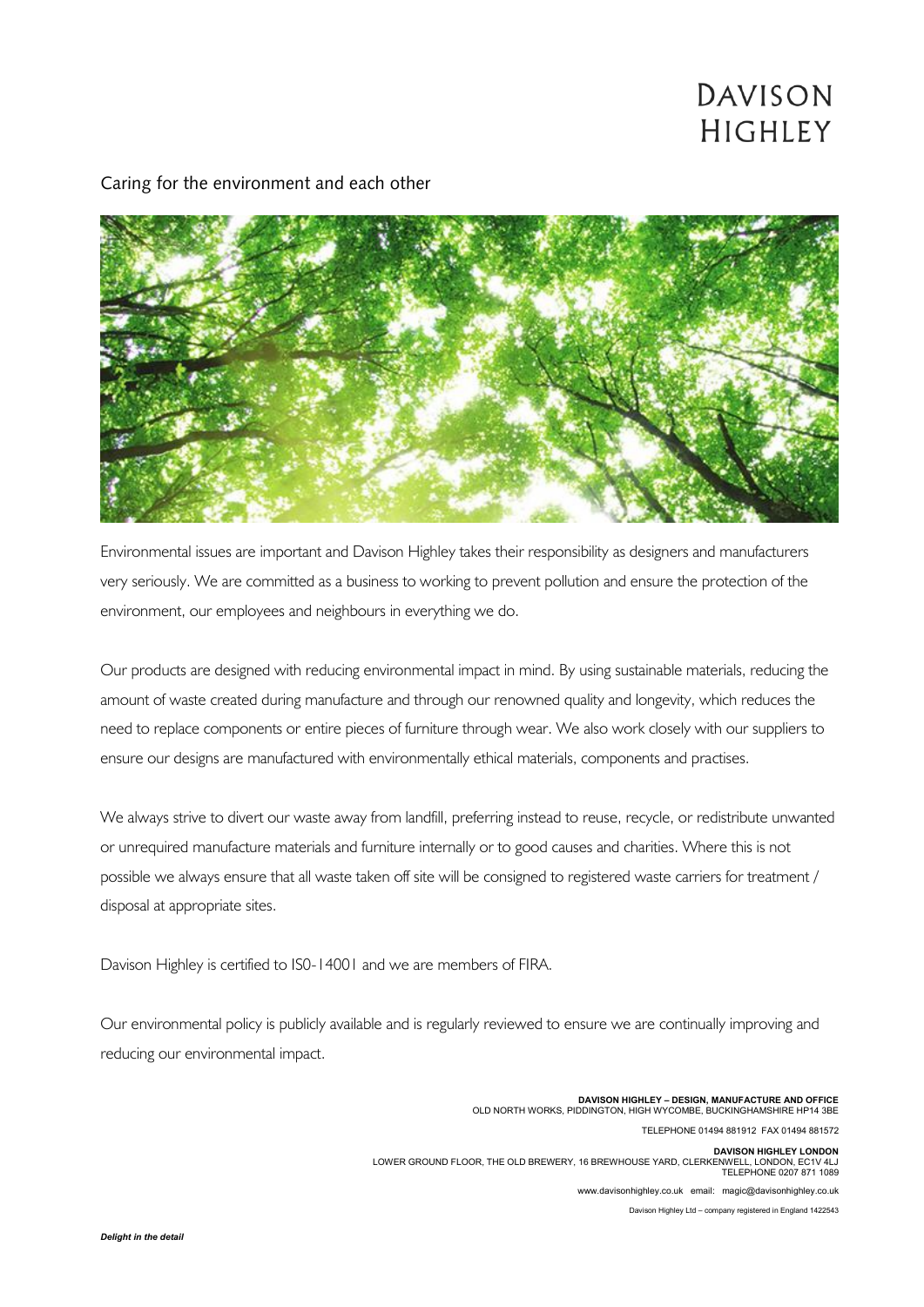# DAVISON HIGHLEY

## Caring for the environment and each other

Environmental issues are important and Davison Highley takes their responsibility as designers and manufacturers very seriously. We are committed as a business to working to prevent pollution and ensure the protection of the environment, our employees and neighbours in everything we do.

Our products are designed with reducing environmental impact in mind. By using sustainable materials, reducing the amount of waste created during manufacture and through our renowned quality and longevity, which reduces the need to replace components or entire pieces of furniture through wear. We also work closely with our suppliers to ensure our designs are manufactured with environmentally ethical materials, components and practises.

We always strive to divert our waste away from landfill, preferring instead to reuse, recycle, or redistribute unwanted or unrequired manufacture materials and furniture internally or to good causes and charities. Where this is not possible we always ensure that all waste taken off site will be consigned to registered waste carriers for treatment / disposal at appropriate sites.

Davison Highley is certified to IS0-14001 and we are members of FIRA.

Our environmental policy is publicly available and is regularly reviewed to ensure we are continually improving and reducing our environmental impact.

**DAVISON HIGHLEY – DESIGN, MANUFACTURE AND OFFICE**
OLD NORTH WORKS, PIDDINGTON, HIGH WYCOMBE, BUCKINGHAMSHIRE HP14 3BE

TELEPHONE 01494 881912 FAX 01494 881572

**DAVISON HIGHLEY LONDON**
LOWER GROUND FLOOR, THE OLD BREWERY, 16 BREWHOUSE YARD, CLERKENWELL, LONDON, EC1V 4LJ
TELEPHONE 0207 871 1089

www.davisonhighley.co.uk email: magic@davisonhighley.co.uk

Davison Highley Ltd – company registered in England 1422543

***Delight in the detail***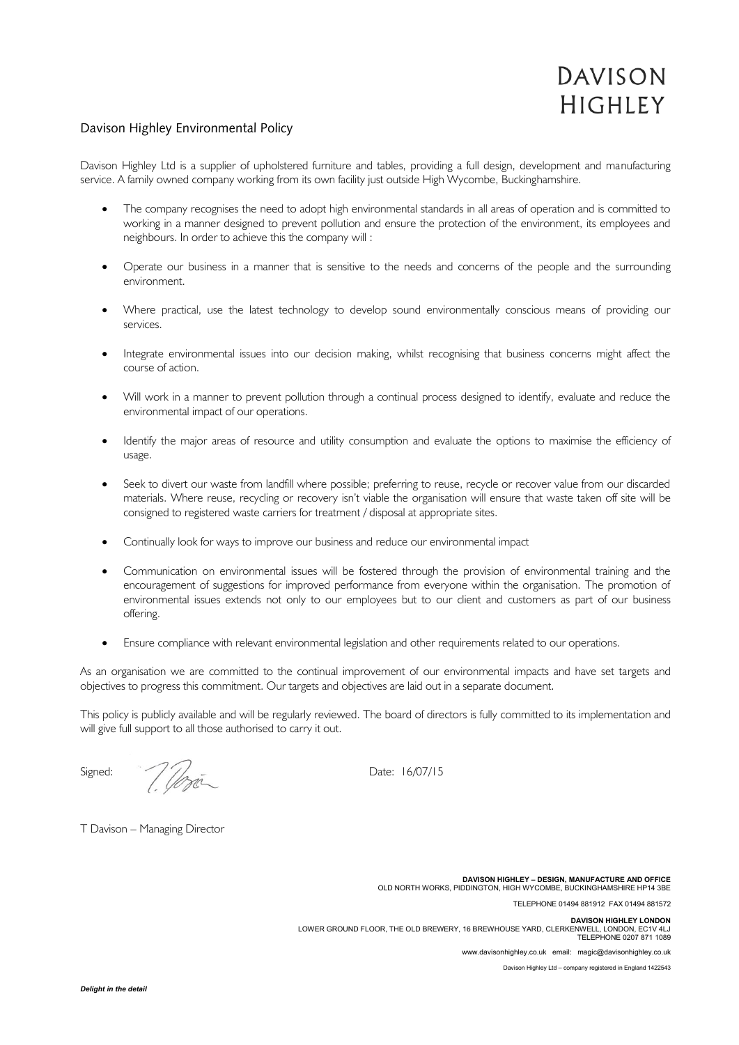DAVISON
HIGHLEY

## Davison Highley Environmental Policy

Davison Highley Ltd is a supplier of upholstered furniture and tables, providing a full design, development and manufacturing service. A family owned company working from its own facility just outside High Wycombe, Buckinghamshire.

- The company recognises the need to adopt high environmental standards in all areas of operation and is committed to working in a manner designed to prevent pollution and ensure the protection of the environment, its employees and neighbours. In order to achieve this the company will :
- Operate our business in a manner that is sensitive to the needs and concerns of the people and the surrounding environment.
- Where practical, use the latest technology to develop sound environmentally conscious means of providing our services.
- Integrate environmental issues into our decision making, whilst recognising that business concerns might affect the course of action.
- Will work in a manner to prevent pollution through a continual process designed to identify, evaluate and reduce the environmental impact of our operations.
- Identify the major areas of resource and utility consumption and evaluate the options to maximise the efficiency of usage.
- Seek to divert our waste from landfill where possible; preferring to reuse, recycle or recover value from our discarded materials. Where reuse, recycling or recovery isn't viable the organisation will ensure that waste taken off site will be consigned to registered waste carriers for treatment / disposal at appropriate sites.
- Continually look for ways to improve our business and reduce our environmental impact
- Communication on environmental issues will be fostered through the provision of environmental training and the encouragement of suggestions for improved performance from everyone within the organisation. The promotion of environmental issues extends not only to our employees but to our client and customers as part of our business offering.
- Ensure compliance with relevant environmental legislation and other requirements related to our operations.

As an organisation we are committed to the continual improvement of our environmental impacts and have set targets and objectives to progress this commitment. Our targets and objectives are laid out in a separate document.

This policy is publicly available and will be regularly reviewed. The board of directors is fully committed to its implementation and will give full support to all those authorised to carry it out.

Signed: T. Davison Date: 16/07/15

T Davison – Managing Director

**DAVISON HIGHLEY – DESIGN, MANUFACTURE AND OFFICE**
OLD NORTH WORKS, PIDDINGTON, HIGH WYCOMBE, BUCKINGHAMSHIRE HP14 3BE

TELEPHONE 01494 881912 FAX 01494 881572

**DAVISON HIGHLEY LONDON**
LOWER GROUND FLOOR, THE OLD BREWERY, 16 BREWHOUSE YARD, CLERKENWELL, LONDON, EC1V 4LJ
TELEPHONE 0207 871 1089

www.davisonhighley.co.uk email: magic@davisonhighley.co.uk

Davison Highley Ltd – company registered in England 1422543

***Delight in the detail***